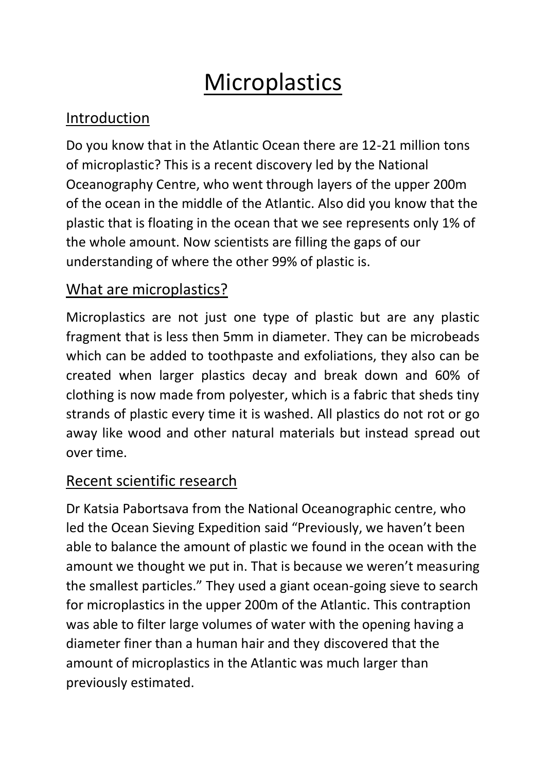# Microplastics

## Introduction

Do you know that in the Atlantic Ocean there are 12-21 million tons of microplastic? This is a recent discovery led by the National Oceanography Centre, who went through layers of the upper 200m of the ocean in the middle of the Atlantic. Also did you know that the plastic that is floating in the ocean that we see represents only 1% of the whole amount. Now scientists are filling the gaps of our understanding of where the other 99% of plastic is.

## What are microplastics?

Microplastics are not just one type of plastic but are any plastic fragment that is less then 5mm in diameter. They can be microbeads which can be added to toothpaste and exfoliations, they also can be created when larger plastics decay and break down and 60% of clothing is now made from polyester, which is a fabric that sheds tiny strands of plastic every time it is washed. All plastics do not rot or go away like wood and other natural materials but instead spread out over time.

## Recent scientific research

Dr Katsia Pabortsava from the National Oceanographic centre, who led the Ocean Sieving Expedition said "Previously, we haven't been able to balance the amount of plastic we found in the ocean with the amount we thought we put in. That is because we weren't measuring the smallest particles." They used a giant ocean-going sieve to search for microplastics in the upper 200m of the Atlantic. This contraption was able to filter large volumes of water with the opening having a diameter finer than a human hair and they discovered that the amount of microplastics in the Atlantic was much larger than previously estimated.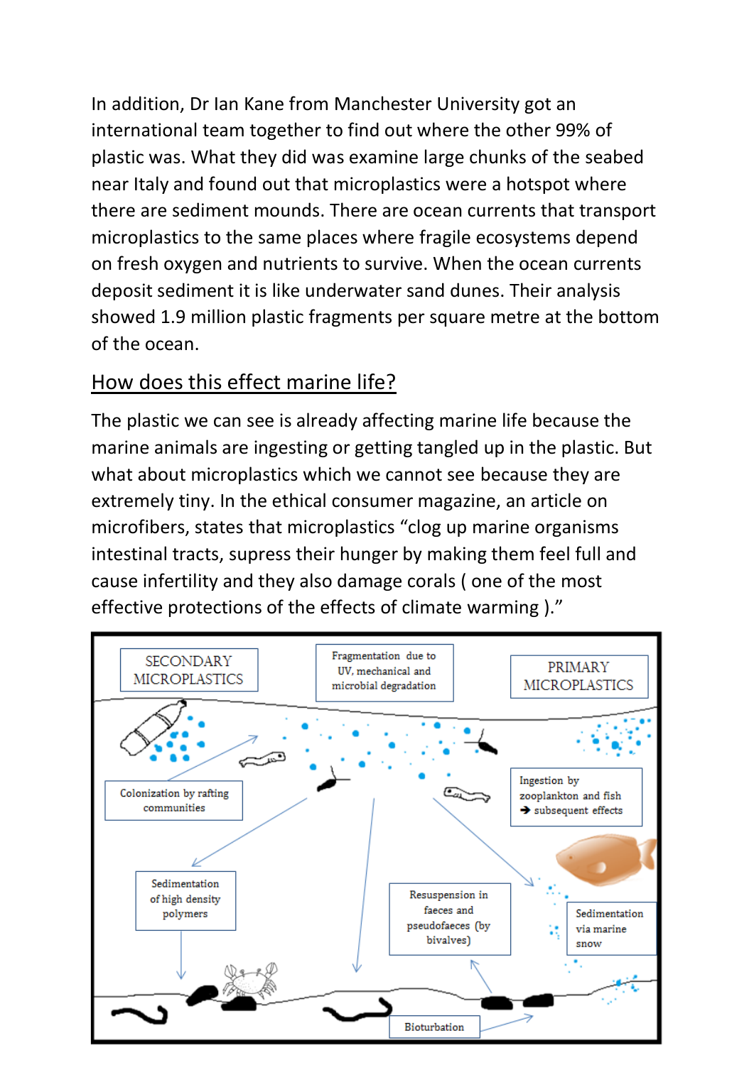In addition, Dr Ian Kane from Manchester University got an international team together to find out where the other 99% of plastic was. What they did was examine large chunks of the seabed near Italy and found out that microplastics were a hotspot where there are sediment mounds. There are ocean currents that transport microplastics to the same places where fragile ecosystems depend on fresh oxygen and nutrients to survive. When the ocean currents deposit sediment it is like underwater sand dunes. Their analysis showed 1.9 million plastic fragments per square metre at the bottom of the ocean.

## How does this effect marine life?

The plastic we can see is already affecting marine life because the marine animals are ingesting or getting tangled up in the plastic. But what about microplastics which we cannot see because they are extremely tiny. In the ethical consumer magazine, an article on microfibers, states that microplastics "clog up marine organisms intestinal tracts, supress their hunger by making them feel full and cause infertility and they also damage corals ( one of the most effective protections of the effects of climate warming )."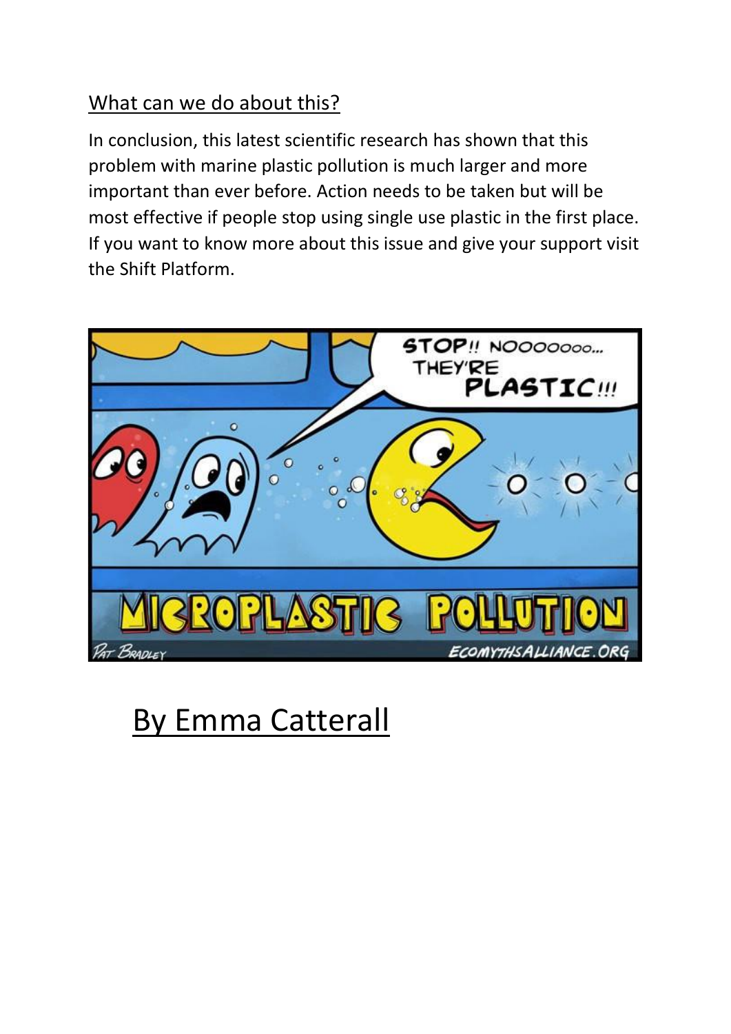## What can we do about this?

In conclusion, this latest scientific research has shown that this problem with marine plastic pollution is much larger and more important than ever before. Action needs to be taken but will be most effective if people stop using single use plastic in the first place. If you want to know more about this issue and give your support visit the Shift Platform.

## By Emma Catterall